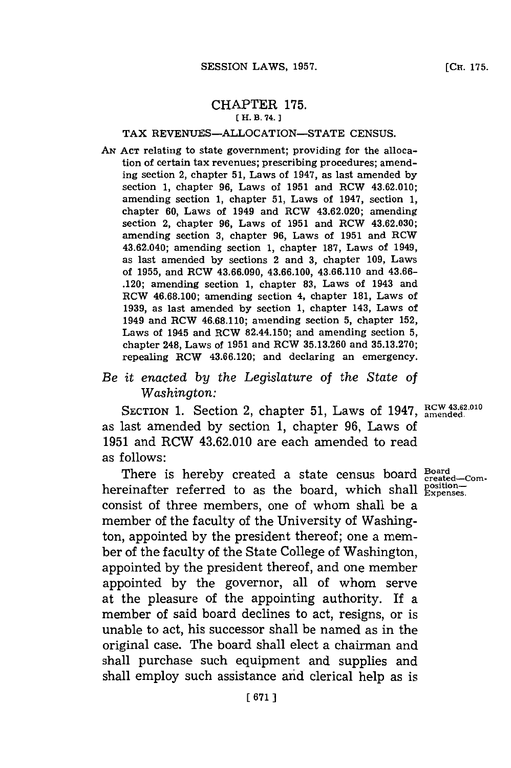# CHAPTER 175.

[ H. B. 74. ]

## TAX REVENUES—ALLOCATION—STATE CENSUS.

AN ACT relating to state government; providing for the allocation of certain tax revenues; prescribing procedures; amending section 2, chapter 51, Laws of 1947, as last amended by section 1, chapter 96, Laws of 1951 and RCW 43.62.010; amending section 1, chapter 51, Laws of 1947, section 1, chapter 60, Laws of 1949 and RCW 43.62.020; amending section 2, chapter 96, Laws of 1951 and RCW 43.62.030; amending section 3, chapter 96, Laws of 1951 and RCW 43.62.040; amending section 1, chapter 187, Laws of 1949, as last amended by sections 2 and 3, chapter 109, Laws of 1955, and RCW 43.66.090, 43.66.100, 43.66.110 and 43.66-.120; amending section 1, chapter 83, Laws of 1943 and RCW 46.68.100; amending section 4, chapter 181, Laws of 1939, as last amended by section 1, chapter 143, Laws of 1949 and RCW 46.68.110; amending section 5, chapter 152, Laws of 1945 and RCW 82.44.150; and amending section 5, chapter 248, Laws of 1951 and RCW 35.13.260 and 35.13.270; repealing RCW 43.66.120; and declaring an emergency.

*Be it enacted by the Legislature of the State of Washington:*

RCW 43.62.010 amended.

SECTION 1. Section 2, chapter 51, Laws of 1947, as last amended by section 1, chapter 96, Laws of 1951 and RCW 43.62.010 are each amended to read as follows:

Board created—Composition—Expenses.

There is hereby created a state census board hereinafter referred to as the board, which shall consist of three members, one of whom shall be a member of the faculty of the University of Washington, appointed by the president thereof; one a member of the faculty of the State College of Washington, appointed by the president thereof, and one member appointed by the governor, all of whom serve at the pleasure of the appointing authority. If a member of said board declines to act, resigns, or is unable to act, his successor shall be named as in the original case. The board shall elect a chairman and shall purchase such equipment and supplies and shall employ such assistance and clerical help as is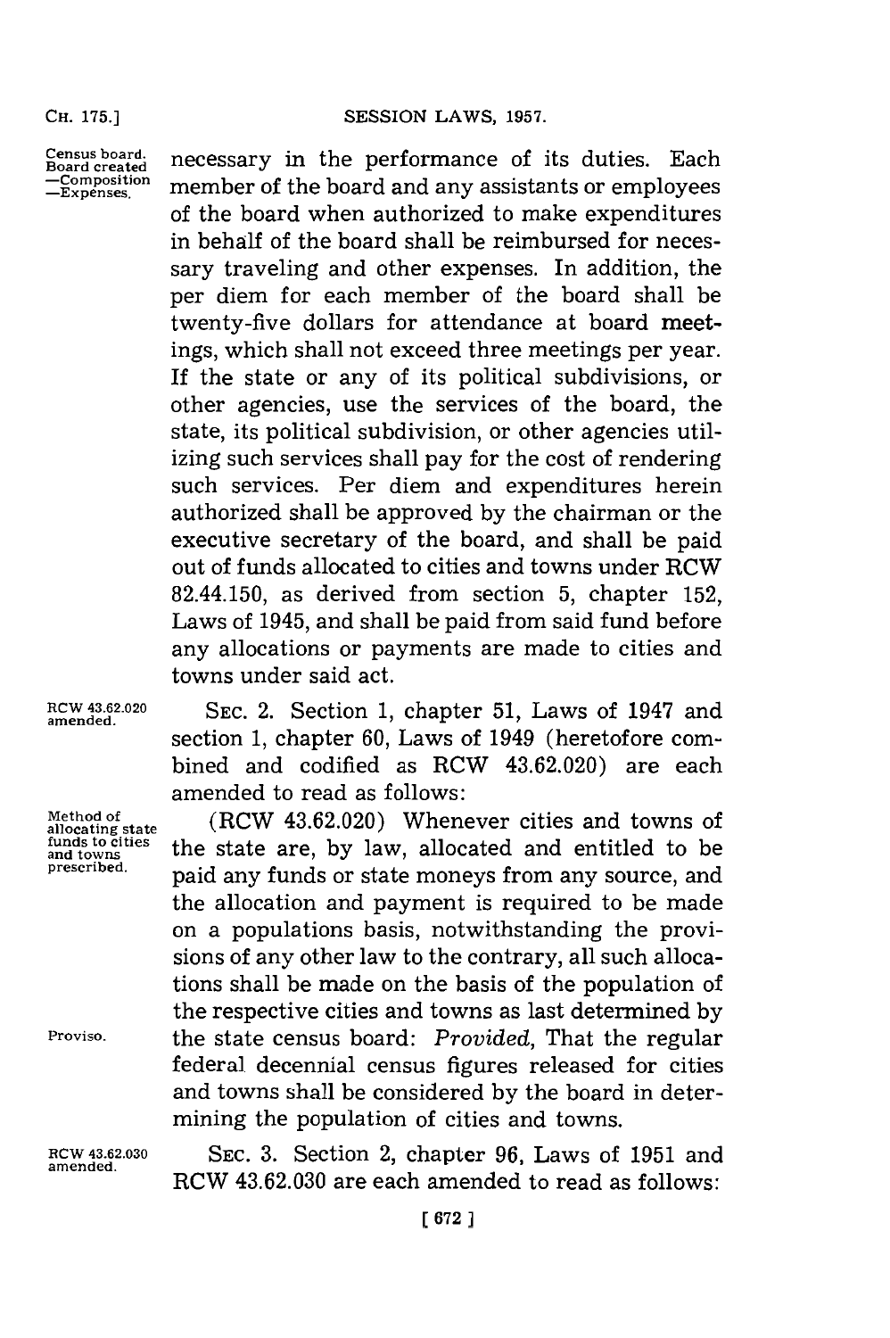Census board. Board created —Composition —Expenses.

necessary in the performance of its duties. Each member of the board and any assistants or employees of the board when authorized to make expenditures in behalf of the board shall be reimbursed for necessary traveling and other expenses. In addition, the per diem for each member of the board shall be twenty-five dollars for attendance at board meetings, which shall not exceed three meetings per year. If the state or any of its political subdivisions, or other agencies, use the services of the board, the state, its political subdivision, or other agencies utilizing such services shall pay for the cost of rendering such services. Per diem and expenditures herein authorized shall be approved by the chairman or the executive secretary of the board, and shall be paid out of funds allocated to cities and towns under RCW 82.44.150, as derived from section 5, chapter 152, Laws of 1945, and shall be paid from said fund before any allocations or payments are made to cities and towns under said act.

RCW 43.62.020 amended.

SEC. 2. Section 1, chapter 51, Laws of 1947 and section 1, chapter 60, Laws of 1949 (heretofore combined and codified as RCW 43.62.020) are each amended to read as follows:

Method of allocating state funds to cities and towns prescribed.

(RCW 43.62.020) Whenever cities and towns of the state are, by law, allocated and entitled to be paid any funds or state moneys from any source, and the allocation and payment is required to be made on a populations basis, notwithstanding the provisions of any other law to the contrary, all such allocations shall be made on the basis of the population of the respective cities and towns as last determined by the state census board: *Provided*, That the regular federal decennial census figures released for cities and towns shall be considered by the board in determining the population of cities and towns.

Proviso.

RCW 43.62.030 amended.

SEC. 3. Section 2, chapter 96, Laws of 1951 and RCW 43.62.030 are each amended to read as follows: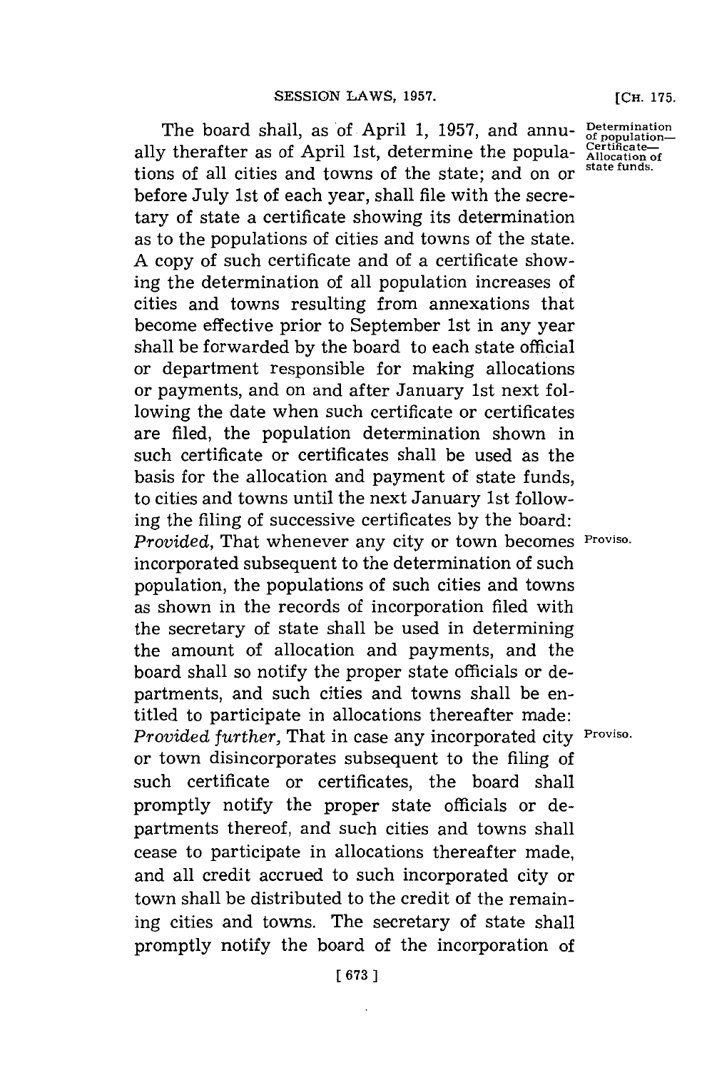The board shall, as of April 1, 1957, and annually therafter as of April 1st, determine the populations of all cities and towns of the state; and on or before July 1st of each year, shall file with the secretary of state a certificate showing its determination as to the populations of cities and towns of the state. A copy of such certificate and of a certificate showing the determination of all population increases of cities and towns resulting from annexations that become effective prior to September 1st in any year shall be forwarded by the board to each state official or department responsible for making allocations or payments, and on and after January 1st next following the date when such certificate or certificates are filed, the population determination shown in such certificate or certificates shall be used as the basis for the allocation and payment of state funds, to cities and towns until the next January 1st following the filing of successive certificates by the board: *Provided*, That whenever any city or town becomes incorporated subsequent to the determination of such population, the populations of such cities and towns as shown in the records of incorporation filed with the secretary of state shall be used in determining the amount of allocation and payments, and the board shall so notify the proper state officials or departments, and such cities and towns shall be entitled to participate in allocations thereafter made: *Provided further*, That in case any incorporated city or town disincorporates subsequent to the filing of such certificate or certificates, the board shall promptly notify the proper state officials or departments thereof, and such cities and towns shall cease to participate in allocations thereafter made, and all credit accrued to such incorporated city or town shall be distributed to the credit of the remaining cities and towns. The secretary of state shall promptly notify the board of the incorporation of

Determination of population—Certificate—Allocation of state funds.

Proviso.

Proviso.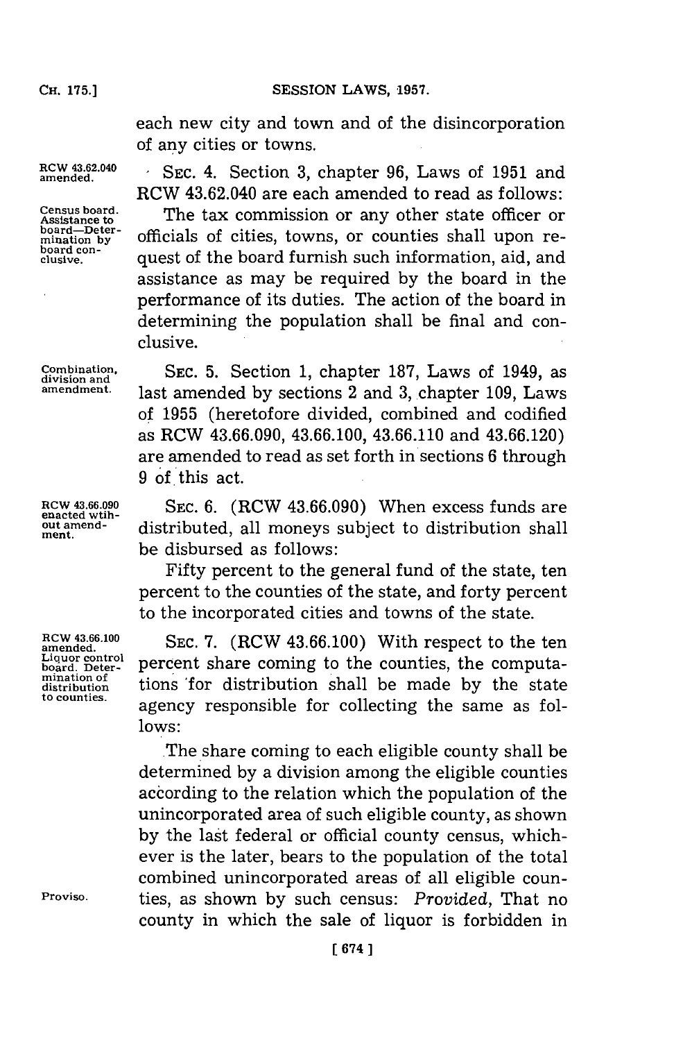each new city and town and of the disincorporation of any cities or towns.

RCW 43.62.040 amended.

SEC. 4. Section 3, chapter 96, Laws of 1951 and RCW 43.62.040 are each amended to read as follows:

Census board. Assistance to board—Determination by board conclusive.

The tax commission or any other state officer or officials of cities, towns, or counties shall upon request of the board furnish such information, aid, and assistance as may be required by the board in the performance of its duties. The action of the board in determining the population shall be final and conclusive.

Combination, division and amendment.

SEC. 5. Section 1, chapter 187, Laws of 1949, as last amended by sections 2 and 3, chapter 109, Laws of 1955 (heretofore divided, combined and codified as RCW 43.66.090, 43.66.100, 43.66.110 and 43.66.120) are amended to read as set forth in sections 6 through 9 of this act.

RCW 43.66.090 enacted wtihout amendment.

SEC. 6. (RCW 43.66.090) When excess funds are distributed, all moneys subject to distribution shall be disbursed as follows:

Fifty percent to the general fund of the state, ten percent to the counties of the state, and forty percent to the incorporated cities and towns of the state.

RCW 43.66.100 amended. Liquor control board. Determination of distribution to counties.

SEC. 7. (RCW 43.66.100) With respect to the ten percent share coming to the counties, the computations for distribution shall be made by the state agency responsible for collecting the same as follows:

The share coming to each eligible county shall be determined by a division among the eligible counties according to the relation which the population of the unincorporated area of such eligible county, as shown by the last federal or official county census, whichever is the later, bears to the population of the total combined unincorporated areas of all eligible counties, as shown by such census: *Provided*, That no county in which the sale of liquor is forbidden in

Proviso.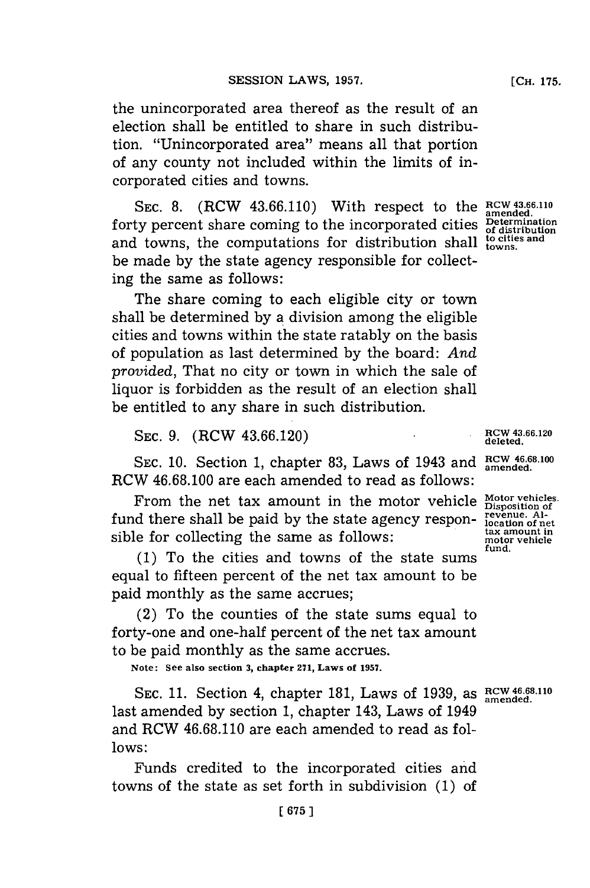the unincorporated area thereof as the result of an election shall be entitled to share in such distribution. "Unincorporated area" means all that portion of any county not included within the limits of incorporated cities and towns.

SEC. 8. (RCW 43.66.110) With respect to the forty percent share coming to the incorporated cities and towns, the computations for distribution shall be made by the state agency responsible for collecting the same as follows:

RCW 43.66.110 amended. Determination of distribution to cities and towns.

The share coming to each eligible city or town shall be determined by a division among the eligible cities and towns within the state ratably on the basis of population as last determined by the board: *And provided*, That no city or town in which the sale of liquor is forbidden as the result of an election shall be entitled to any share in such distribution.

SEC. 9. (RCW 43.66.120)

RCW 43.66.120 deleted.

SEC. 10. Section 1, chapter 83, Laws of 1943 and RCW 46.68.100 are each amended to read as follows:

RCW 46.68.100 amended.

From the net tax amount in the motor vehicle fund there shall be paid by the state agency responsible for collecting the same as follows:

Motor vehicles. Disposition of revenue. Allocation of net tax amount in motor vehicle fund.

(1) To the cities and towns of the state sums equal to fifteen percent of the net tax amount to be paid monthly as the same accrues;

(2) To the counties of the state sums equal to forty-one and one-half percent of the net tax amount to be paid monthly as the same accrues.

Note: See also section 3, chapter 271, Laws of 1957.

SEC. 11. Section 4, chapter 181, Laws of 1939, as last amended by section 1, chapter 143, Laws of 1949 and RCW 46.68.110 are each amended to read as follows:

RCW 46.68.110 amended.

Funds credited to the incorporated cities and towns of the state as set forth in subdivision (1) of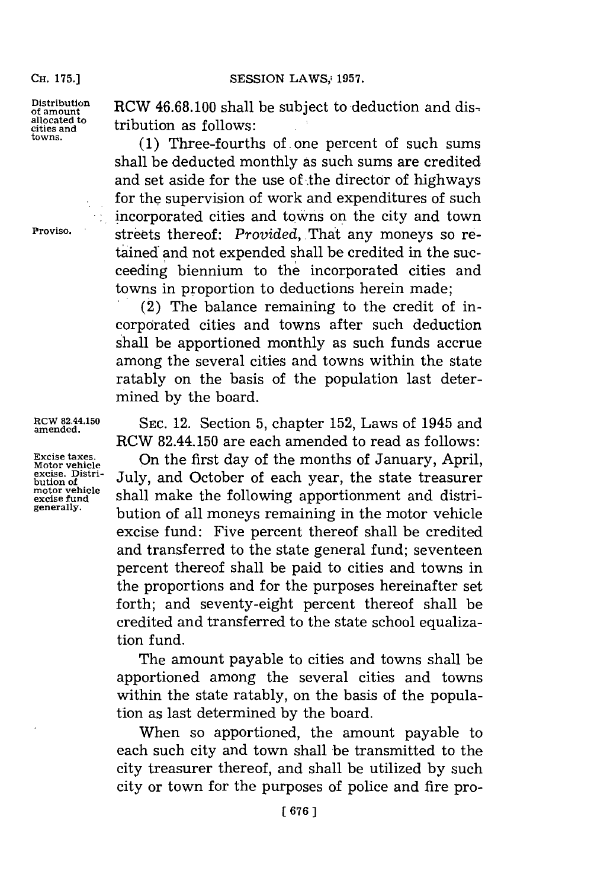Distribution of amount allocated to cities and towns.

RCW 46.68.100 shall be subject to deduction and distribution as follows:

(1) Three-fourths of one percent of such sums shall be deducted monthly as such sums are credited and set aside for the use of the director of highways for the supervision of work and expenditures of such incorporated cities and towns on the city and town streets thereof: *Provided*, That any moneys so retained and not expended shall be credited in the succeeding biennium to the incorporated cities and towns in proportion to deductions herein made;

Proviso.

(2) The balance remaining to the credit of incorporated cities and towns after such deduction shall be apportioned monthly as such funds accrue among the several cities and towns within the state ratably on the basis of the population last determined by the board.

RCW 82.44.150 amended.

SEC. 12. Section 5, chapter 152, Laws of 1945 and RCW 82.44.150 are each amended to read as follows:

Excise taxes. Motor vehicle excise. Distribution of motor vehicle excise fund generally.

On the first day of the months of January, April, July, and October of each year, the state treasurer shall make the following apportionment and distribution of all moneys remaining in the motor vehicle excise fund: Five percent thereof shall be credited and transferred to the state general fund; seventeen percent thereof shall be paid to cities and towns in the proportions and for the purposes hereinafter set forth; and seventy-eight percent thereof shall be credited and transferred to the state school equalization fund.

The amount payable to cities and towns shall be apportioned among the several cities and towns within the state ratably, on the basis of the population as last determined by the board.

When so apportioned, the amount payable to each such city and town shall be transmitted to the city treasurer thereof, and shall be utilized by such city or town for the purposes of police and fire pro-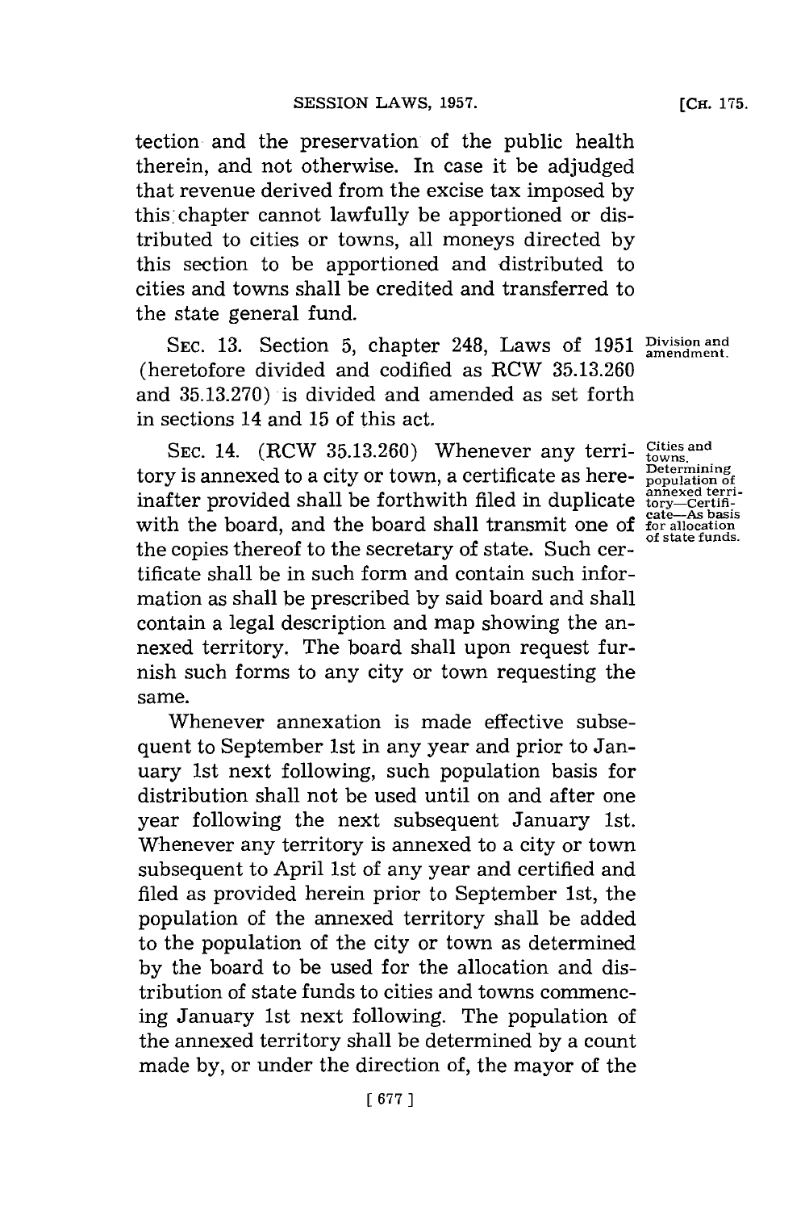tection and the preservation of the public health therein, and not otherwise. In case it be adjudged that revenue derived from the excise tax imposed by this chapter cannot lawfully be apportioned or distributed to cities or towns, all moneys directed by this section to be apportioned and distributed to cities and towns shall be credited and transferred to the state general fund.

SEC. 13. Section 5, chapter 248, Laws of 1951 (heretofore divided and codified as RCW 35.13.260 and 35.13.270) is divided and amended as set forth in sections 14 and 15 of this act.

*Division and amendment.*

SEC. 14. (RCW 35.13.260) Whenever any territory is annexed to a city or town, a certificate as hereinafter provided shall be forthwith filed in duplicate with the board, and the board shall transmit one of the copies thereof to the secretary of state. Such certificate shall be in such form and contain such information as shall be prescribed by said board and shall contain a legal description and map showing the annexed territory. The board shall upon request furnish such forms to any city or town requesting the same.

*Cities and towns. Determining population of annexed territory—Certificate—As basis for allocation of state funds.*

Whenever annexation is made effective subsequent to September 1st in any year and prior to January 1st next following, such population basis for distribution shall not be used until on and after one year following the next subsequent January 1st. Whenever any territory is annexed to a city or town subsequent to April 1st of any year and certified and filed as provided herein prior to September 1st, the population of the annexed territory shall be added to the population of the city or town as determined by the board to be used for the allocation and distribution of state funds to cities and towns commencing January 1st next following. The population of the annexed territory shall be determined by a count made by, or under the direction of, the mayor of the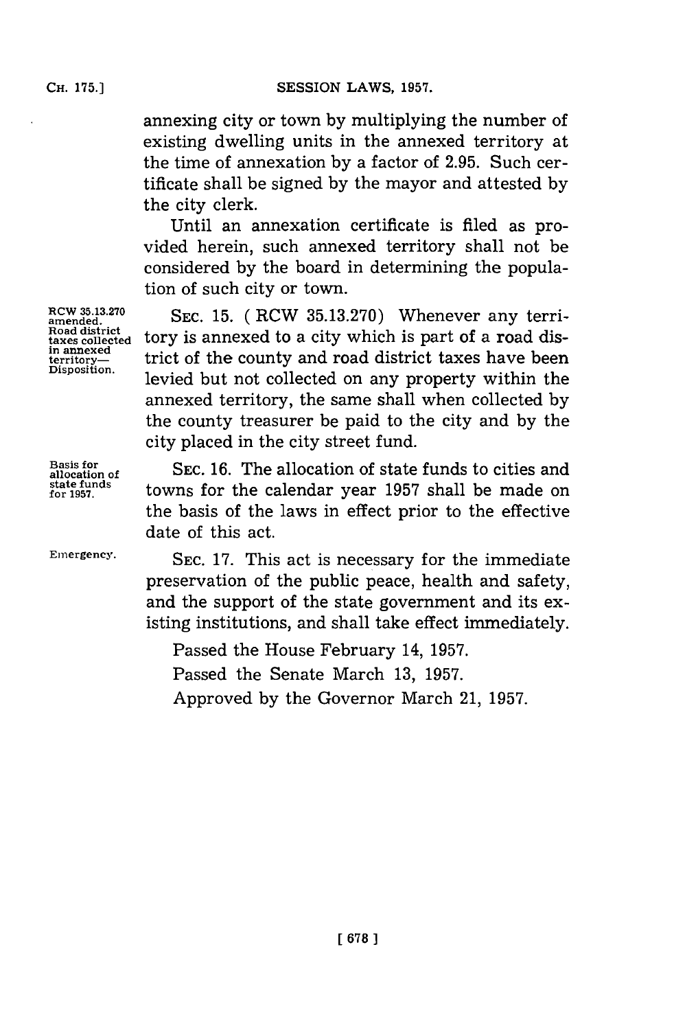annexing city or town by multiplying the number of existing dwelling units in the annexed territory at the time of annexation by a factor of 2.95. Such certificate shall be signed by the mayor and attested by the city clerk.

Until an annexation certificate is filed as provided herein, such annexed territory shall not be considered by the board in determining the population of such city or town.

RCW 35.13.270 amended. Road district taxes collected in annexed territory—Disposition.

SEC. 15. (RCW 35.13.270) Whenever any territory is annexed to a city which is part of a road district of the county and road district taxes have been levied but not collected on any property within the annexed territory, the same shall when collected by the county treasurer be paid to the city and by the city placed in the city street fund.

Basis for allocation of state funds for 1957.

SEC. 16. The allocation of state funds to cities and towns for the calendar year 1957 shall be made on the basis of the laws in effect prior to the effective date of this act.

Emergency.

SEC. 17. This act is necessary for the immediate preservation of the public peace, health and safety, and the support of the state government and its existing institutions, and shall take effect immediately.

Passed the House February 14, 1957.

Passed the Senate March 13, 1957.

Approved by the Governor March 21, 1957.